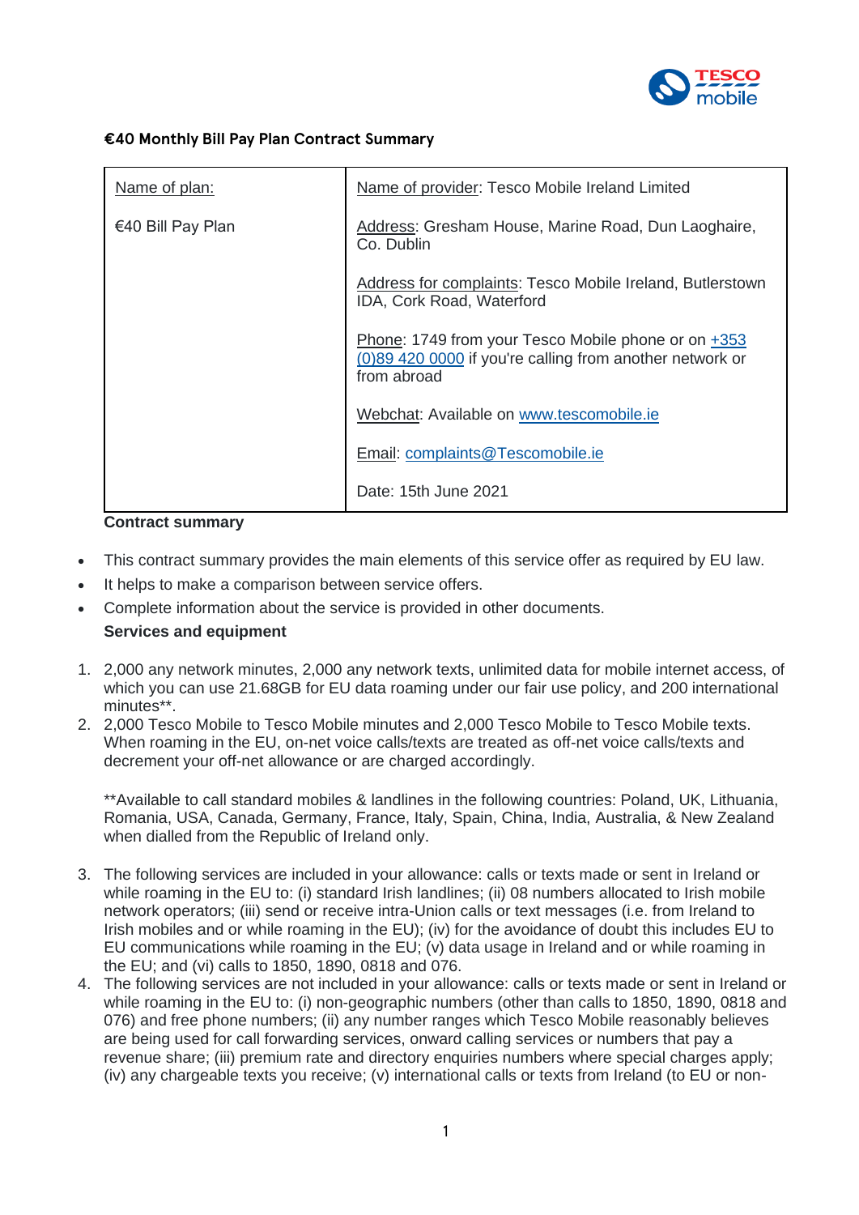# €40 Monthly Bill Pay Plan Contract Summary

| Name of plan: | Name of provider: Tesco Mobile Ireland Limited |
|---|---|
| €40 Bill Pay Plan | Address: Gresham House, Marine Road, Dun Laoghaire, Co. Dublin<br><br>Address for complaints: Tesco Mobile Ireland, Butlerstown IDA, Cork Road, Waterford<br><br>Phone: 1749 from your Tesco Mobile phone or on +353 (0)89 420 0000 if you're calling from another network or from abroad<br><br>Webchat: Available on www.tescomobile.ie<br><br>Email: complaints@Tescomobile.ie<br><br>Date: 15th June 2021 |

**Contract summary**

- This contract summary provides the main elements of this service offer as required by EU law.
- It helps to make a comparison between service offers.
- Complete information about the service is provided in other documents.

**Services and equipment**

1. 2,000 any network minutes, 2,000 any network texts, unlimited data for mobile internet access, of which you can use 21.68GB for EU data roaming under our fair use policy, and 200 international minutes**.
2. 2,000 Tesco Mobile to Tesco Mobile minutes and 2,000 Tesco Mobile to Tesco Mobile texts. When roaming in the EU, on-net voice calls/texts are treated as off-net voice calls/texts and decrement your off-net allowance or are charged accordingly.

   **Available to call standard mobiles & landlines in the following countries: Poland, UK, Lithuania, Romania, USA, Canada, Germany, France, Italy, Spain, China, India, Australia, & New Zealand when dialled from the Republic of Ireland only.

3. The following services are included in your allowance: calls or texts made or sent in Ireland or while roaming in the EU to: (i) standard Irish landlines; (ii) 08 numbers allocated to Irish mobile network operators; (iii) send or receive intra-Union calls or text messages (i.e. from Ireland to Irish mobiles and or while roaming in the EU); (iv) for the avoidance of doubt this includes EU to EU communications while roaming in the EU; (v) data usage in Ireland and or while roaming in the EU; and (vi) calls to 1850, 1890, 0818 and 076.
4. The following services are not included in your allowance: calls or texts made or sent in Ireland or while roaming in the EU to: (i) non-geographic numbers (other than calls to 1850, 1890, 0818 and 076) and free phone numbers; (ii) any number ranges which Tesco Mobile reasonably believes are being used for call forwarding services, onward calling services or numbers that pay a revenue share; (iii) premium rate and directory enquiries numbers where special charges apply; (iv) any chargeable texts you receive; (v) international calls or texts from Ireland (to EU or non-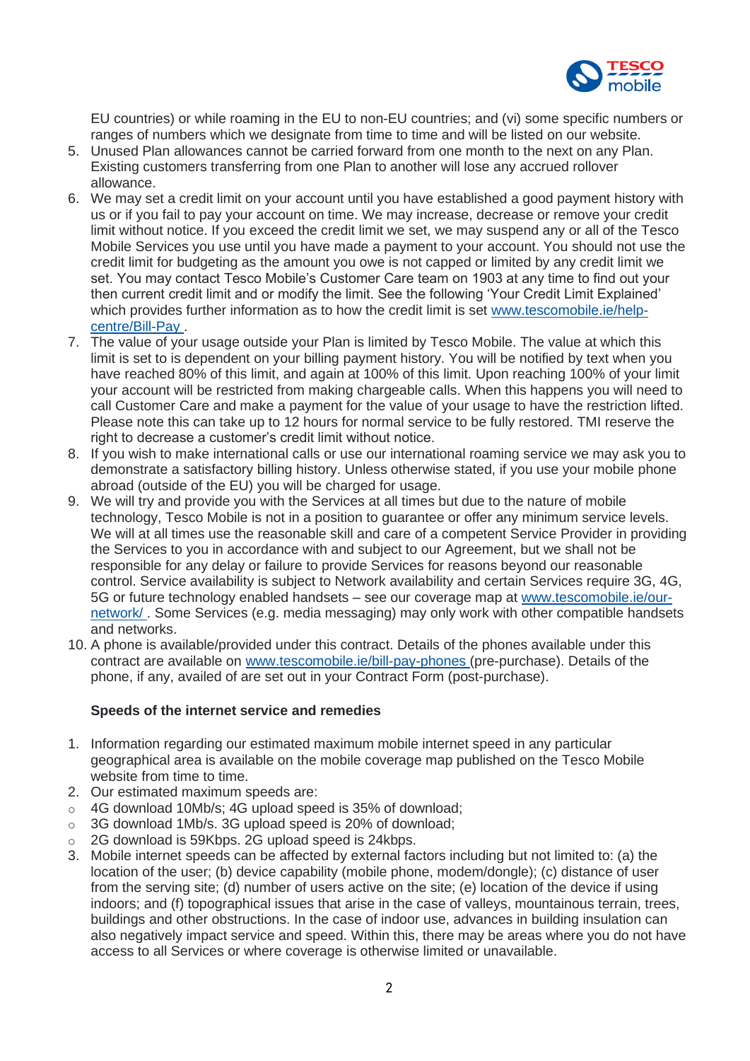EU countries) or while roaming in the EU to non-EU countries; and (vi) some specific numbers or ranges of numbers which we designate from time to time and will be listed on our website.

5. Unused Plan allowances cannot be carried forward from one month to the next on any Plan. Existing customers transferring from one Plan to another will lose any accrued rollover allowance.
6. We may set a credit limit on your account until you have established a good payment history with us or if you fail to pay your account on time. We may increase, decrease or remove your credit limit without notice. If you exceed the credit limit we set, we may suspend any or all of the Tesco Mobile Services you use until you have made a payment to your account. You should not use the credit limit for budgeting as the amount you owe is not capped or limited by any credit limit we set. You may contact Tesco Mobile's Customer Care team on 1903 at any time to find out your then current credit limit and or modify the limit. See the following 'Your Credit Limit Explained' which provides further information as to how the credit limit is set [www.tescomobile.ie/help-centre/Bill-Pay](www.tescomobile.ie/help-centre/Bill-Pay) .
7. The value of your usage outside your Plan is limited by Tesco Mobile. The value at which this limit is set to is dependent on your billing payment history. You will be notified by text when you have reached 80% of this limit, and again at 100% of this limit. Upon reaching 100% of your limit your account will be restricted from making chargeable calls. When this happens you will need to call Customer Care and make a payment for the value of your usage to have the restriction lifted. Please note this can take up to 12 hours for normal service to be fully restored. TMI reserve the right to decrease a customer's credit limit without notice.
8. If you wish to make international calls or use our international roaming service we may ask you to demonstrate a satisfactory billing history. Unless otherwise stated, if you use your mobile phone abroad (outside of the EU) you will be charged for usage.
9. We will try and provide you with the Services at all times but due to the nature of mobile technology, Tesco Mobile is not in a position to guarantee or offer any minimum service levels. We will at all times use the reasonable skill and care of a competent Service Provider in providing the Services to you in accordance with and subject to our Agreement, but we shall not be responsible for any delay or failure to provide Services for reasons beyond our reasonable control. Service availability is subject to Network availability and certain Services require 3G, 4G, 5G or future technology enabled handsets – see our coverage map at [www.tescomobile.ie/our-network/](www.tescomobile.ie/our-network/) . Some Services (e.g. media messaging) may only work with other compatible handsets and networks.
10. A phone is available/provided under this contract. Details of the phones available under this contract are available on [www.tescomobile.ie/bill-pay-phones](www.tescomobile.ie/bill-pay-phones) (pre-purchase). Details of the phone, if any, availed of are set out in your Contract Form (post-purchase).

**Speeds of the internet service and remedies**

1. Information regarding our estimated maximum mobile internet speed in any particular geographical area is available on the mobile coverage map published on the Tesco Mobile website from time to time.
2. Our estimated maximum speeds are:
   - 4G download 10Mb/s; 4G upload speed is 35% of download;
   - 3G download 1Mb/s. 3G upload speed is 20% of download;
   - 2G download is 59Kbps. 2G upload speed is 24kbps.
3. Mobile internet speeds can be affected by external factors including but not limited to: (a) the location of the user; (b) device capability (mobile phone, modem/dongle); (c) distance of user from the serving site; (d) number of users active on the site; (e) location of the device if using indoors; and (f) topographical issues that arise in the case of valleys, mountainous terrain, trees, buildings and other obstructions. In the case of indoor use, advances in building insulation can also negatively impact service and speed. Within this, there may be areas where you do not have access to all Services or where coverage is otherwise limited or unavailable.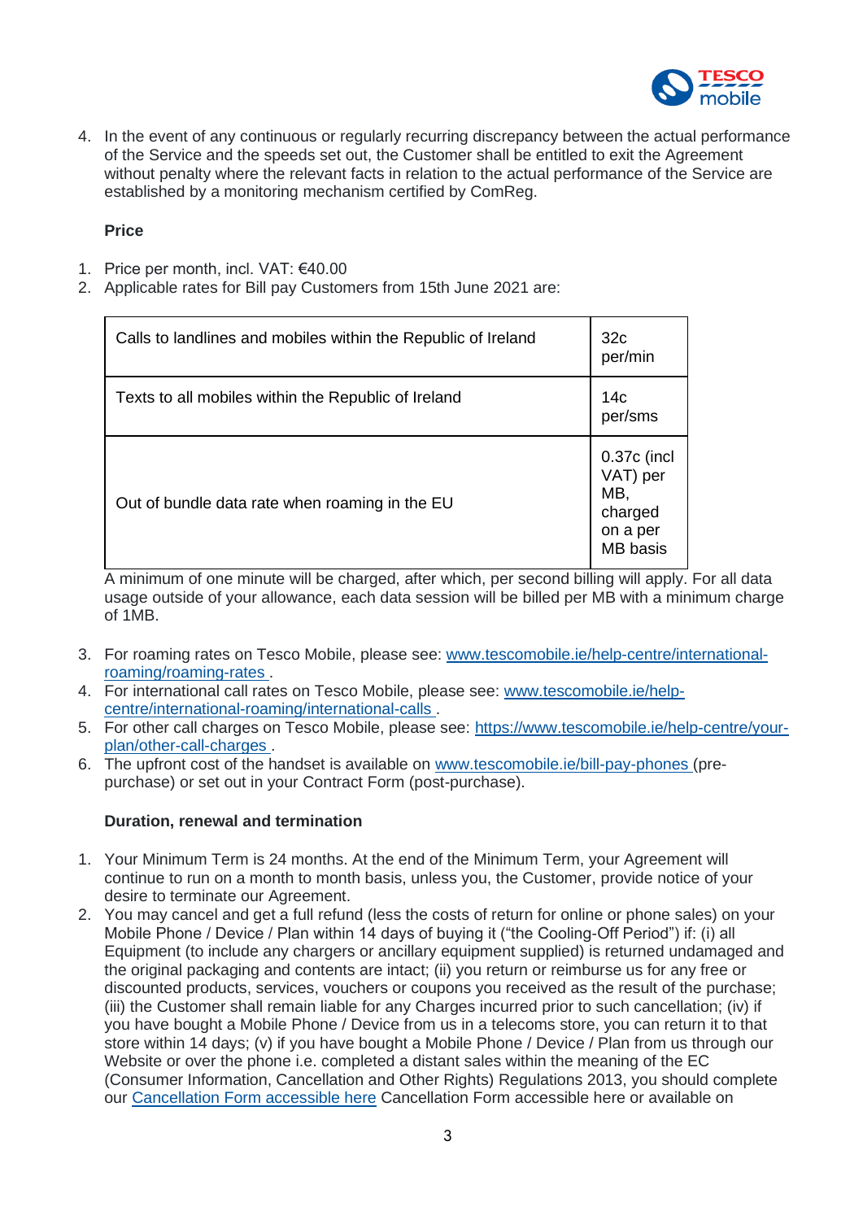4. In the event of any continuous or regularly recurring discrepancy between the actual performance of the Service and the speeds set out, the Customer shall be entitled to exit the Agreement without penalty where the relevant facts in relation to the actual performance of the Service are established by a monitoring mechanism certified by ComReg.

**Price**

1. Price per month, incl. VAT: €40.00
2. Applicable rates for Bill pay Customers from 15th June 2021 are:

| | |
|---|---|
| Calls to landlines and mobiles within the Republic of Ireland | 32c per/min |
| Texts to all mobiles within the Republic of Ireland | 14c per/sms |
| Out of bundle data rate when roaming in the EU | 0.37c (incl VAT) per MB, charged on a per MB basis |

A minimum of one minute will be charged, after which, per second billing will apply. For all data usage outside of your allowance, each data session will be billed per MB with a minimum charge of 1MB.

3. For roaming rates on Tesco Mobile, please see: www.tescomobile.ie/help-centre/international-roaming/roaming-rates .
4. For international call rates on Tesco Mobile, please see: www.tescomobile.ie/help-centre/international-roaming/international-calls .
5. For other call charges on Tesco Mobile, please see: https://www.tescomobile.ie/help-centre/your-plan/other-call-charges .
6. The upfront cost of the handset is available on www.tescomobile.ie/bill-pay-phones (pre-purchase) or set out in your Contract Form (post-purchase).

**Duration, renewal and termination**

1. Your Minimum Term is 24 months. At the end of the Minimum Term, your Agreement will continue to run on a month to month basis, unless you, the Customer, provide notice of your desire to terminate our Agreement.
2. You may cancel and get a full refund (less the costs of return for online or phone sales) on your Mobile Phone / Device / Plan within 14 days of buying it ("the Cooling-Off Period") if: (i) all Equipment (to include any chargers or ancillary equipment supplied) is returned undamaged and the original packaging and contents are intact; (ii) you return or reimburse us for any free or discounted products, services, vouchers or coupons you received as the result of the purchase; (iii) the Customer shall remain liable for any Charges incurred prior to such cancellation; (iv) if you have bought a Mobile Phone / Device from us in a telecoms store, you can return it to that store within 14 days; (v) if you have bought a Mobile Phone / Device / Plan from us through our Website or over the phone i.e. completed a distant sales within the meaning of the EC (Consumer Information, Cancellation and Other Rights) Regulations 2013, you should complete our Cancellation Form accessible here Cancellation Form accessible here or available on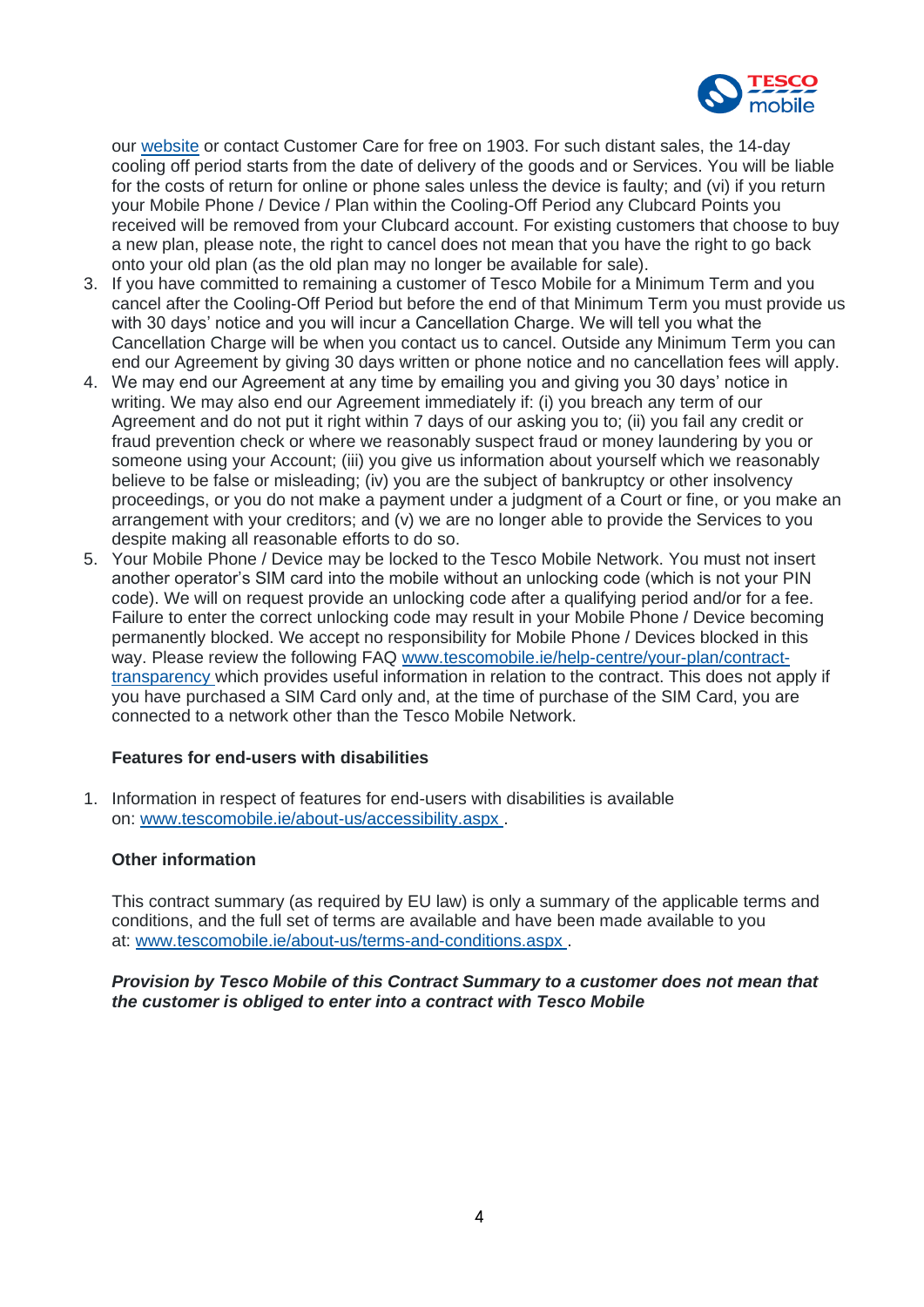our [website](#) or contact Customer Care for free on 1903. For such distant sales, the 14-day cooling off period starts from the date of delivery of the goods and or Services. You will be liable for the costs of return for online or phone sales unless the device is faulty; and (vi) if you return your Mobile Phone / Device / Plan within the Cooling-Off Period any Clubcard Points you received will be removed from your Clubcard account. For existing customers that choose to buy a new plan, please note, the right to cancel does not mean that you have the right to go back onto your old plan (as the old plan may no longer be available for sale).

3. If you have committed to remaining a customer of Tesco Mobile for a Minimum Term and you cancel after the Cooling-Off Period but before the end of that Minimum Term you must provide us with 30 days' notice and you will incur a Cancellation Charge. We will tell you what the Cancellation Charge will be when you contact us to cancel. Outside any Minimum Term you can end our Agreement by giving 30 days written or phone notice and no cancellation fees will apply.
4. We may end our Agreement at any time by emailing you and giving you 30 days' notice in writing. We may also end our Agreement immediately if: (i) you breach any term of our Agreement and do not put it right within 7 days of our asking you to; (ii) you fail any credit or fraud prevention check or where we reasonably suspect fraud or money laundering by you or someone using your Account; (iii) you give us information about yourself which we reasonably believe to be false or misleading; (iv) you are the subject of bankruptcy or other insolvency proceedings, or you do not make a payment under a judgment of a Court or fine, or you make an arrangement with your creditors; and (v) we are no longer able to provide the Services to you despite making all reasonable efforts to do so.
5. Your Mobile Phone / Device may be locked to the Tesco Mobile Network. You must not insert another operator's SIM card into the mobile without an unlocking code (which is not your PIN code). We will on request provide an unlocking code after a qualifying period and/or for a fee. Failure to enter the correct unlocking code may result in your Mobile Phone / Device becoming permanently blocked. We accept no responsibility for Mobile Phone / Devices blocked in this way. Please review the following FAQ [www.tescomobile.ie/help-centre/your-plan/contract-transparency](www.tescomobile.ie/help-centre/your-plan/contract-transparency) which provides useful information in relation to the contract. This does not apply if you have purchased a SIM Card only and, at the time of purchase of the SIM Card, you are connected to a network other than the Tesco Mobile Network.

**Features for end-users with disabilities**

1. Information in respect of features for end-users with disabilities is available on: [www.tescomobile.ie/about-us/accessibility.aspx](www.tescomobile.ie/about-us/accessibility.aspx) .

**Other information**

This contract summary (as required by EU law) is only a summary of the applicable terms and conditions, and the full set of terms are available and have been made available to you at: [www.tescomobile.ie/about-us/terms-and-conditions.aspx](www.tescomobile.ie/about-us/terms-and-conditions.aspx) .

***Provision by Tesco Mobile of this Contract Summary to a customer does not mean that the customer is obliged to enter into a contract with Tesco Mobile***